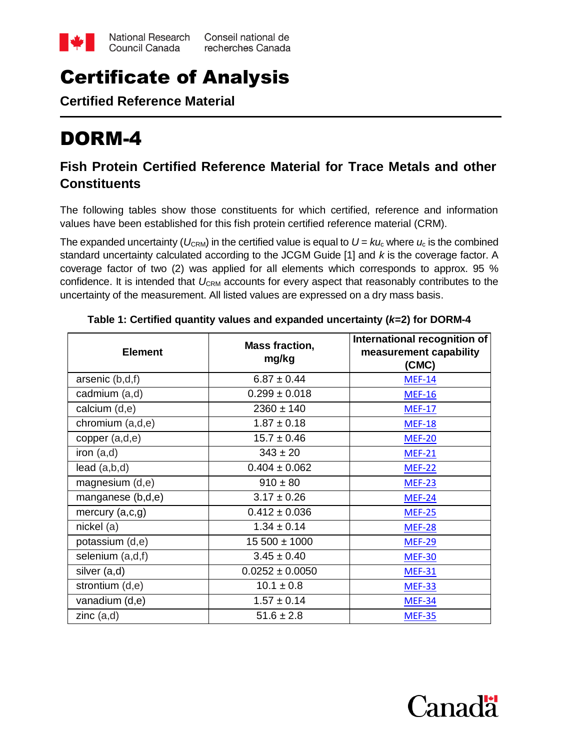National Research Council Canada | Conseil national de recherches Canada

# Certificate of Analysis

**Certified Reference Material**

# DORM-4

## Fish Protein Certified Reference Material for Trace Metals and other Constituents

The following tables show those constituents for which certified, reference and information values have been established for this fish protein certified reference material (CRM).

The expanded uncertainty ($U_{CRM}$) in the certified value is equal to $U = ku_c$ where $u_c$ is the combined standard uncertainty calculated according to the JCGM Guide [1] and $k$ is the coverage factor. A coverage factor of two (2) was applied for all elements which corresponds to approx. 95 % confidence. It is intended that $U_{CRM}$ accounts for every aspect that reasonably contributes to the uncertainty of the measurement. All listed values are expressed on a dry mass basis.

**Table 1: Certified quantity values and expanded uncertainty (*k*=2) for DORM-4**

| Element | Mass fraction, mg/kg | International recognition of measurement capability (CMC) |
|---|---|---|
| arsenic (b,d,f) | 6.87 ± 0.44 | MEF-14 |
| cadmium (a,d) | 0.299 ± 0.018 | MEF-16 |
| calcium (d,e) | 2360 ± 140 | MEF-17 |
| chromium (a,d,e) | 1.87 ± 0.18 | MEF-18 |
| copper (a,d,e) | 15.7 ± 0.46 | MEF-20 |
| iron (a,d) | 343 ± 20 | MEF-21 |
| lead (a,b,d) | 0.404 ± 0.062 | MEF-22 |
| magnesium (d,e) | 910 ± 80 | MEF-23 |
| manganese (b,d,e) | 3.17 ± 0.26 | MEF-24 |
| mercury (a,c,g) | 0.412 ± 0.036 | MEF-25 |
| nickel (a) | 1.34 ± 0.14 | MEF-28 |
| potassium (d,e) | 15 500 ± 1000 | MEF-29 |
| selenium (a,d,f) | 3.45 ± 0.40 | MEF-30 |
| silver (a,d) | 0.0252 ± 0.0050 | MEF-31 |
| strontium (d,e) | 10.1 ± 0.8 | MEF-33 |
| vanadium (d,e) | 1.57 ± 0.14 | MEF-34 |
| zinc (a,d) | 51.6 ± 2.8 | MEF-35 |

Canada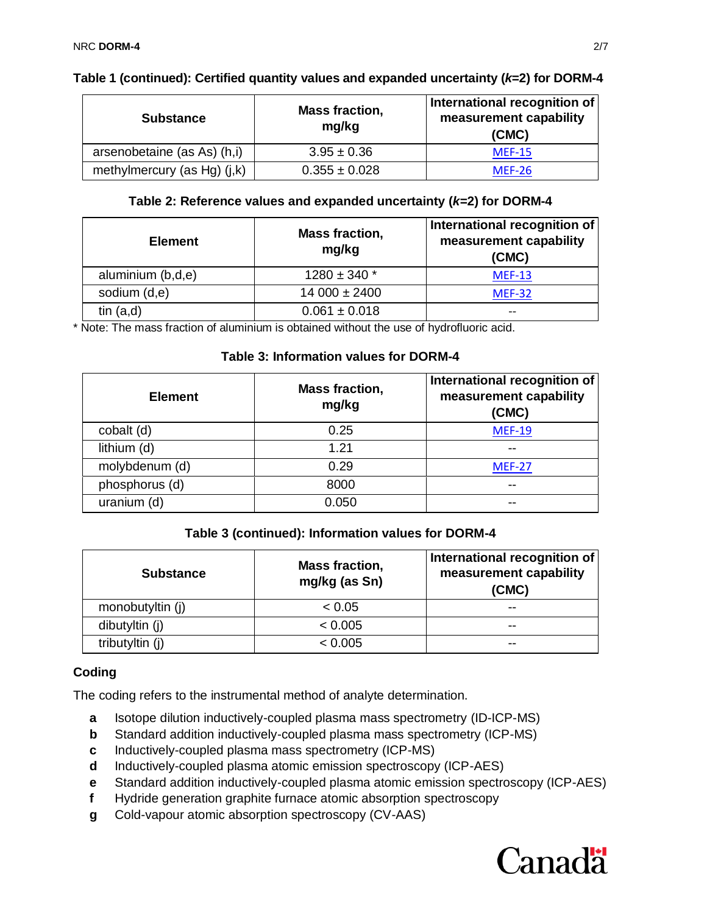**Table 1 (continued): Certified quantity values and expanded uncertainty (*k*=2) for DORM-4**

| Substance | Mass fraction, mg/kg | International recognition of measurement capability (CMC) |
|---|---|---|
| arsenobetaine (as As) (h,i) | 3.95 ± 0.36 | MEF-15 |
| methylmercury (as Hg) (j,k) | 0.355 ± 0.028 | MEF-26 |

**Table 2: Reference values and expanded uncertainty (*k*=2) for DORM-4**

| Element | Mass fraction, mg/kg | International recognition of measurement capability (CMC) |
|---|---|---|
| aluminium (b,d,e) | 1280 ± 340 * | MEF-13 |
| sodium (d,e) | 14 000 ± 2400 | MEF-32 |
| tin (a,d) | 0.061 ± 0.018 | -- |

* Note: The mass fraction of aluminium is obtained without the use of hydrofluoric acid.

**Table 3: Information values for DORM-4**

| Element | Mass fraction, mg/kg | International recognition of measurement capability (CMC) |
|---|---|---|
| cobalt (d) | 0.25 | MEF-19 |
| lithium (d) | 1.21 | -- |
| molybdenum (d) | 0.29 | MEF-27 |
| phosphorus (d) | 8000 | -- |
| uranium (d) | 0.050 | -- |

**Table 3 (continued): Information values for DORM-4**

| Substance | Mass fraction, mg/kg (as Sn) | International recognition of measurement capability (CMC) |
|---|---|---|
| monobutyltin (j) | < 0.05 | -- |
| dibutyltin (j) | < 0.005 | -- |
| tributyltin (j) | < 0.005 | -- |

## Coding

The coding refers to the instrumental method of analyte determination.

- **a** Isotope dilution inductively-coupled plasma mass spectrometry (ID-ICP-MS)
- **b** Standard addition inductively-coupled plasma mass spectrometry (ICP-MS)
- **c** Inductively-coupled plasma mass spectrometry (ICP-MS)
- **d** Inductively-coupled plasma atomic emission spectroscopy (ICP-AES)
- **e** Standard addition inductively-coupled plasma atomic emission spectroscopy (ICP-AES)
- **f** Hydride generation graphite furnace atomic absorption spectroscopy
- **g** Cold-vapour atomic absorption spectroscopy (CV-AAS)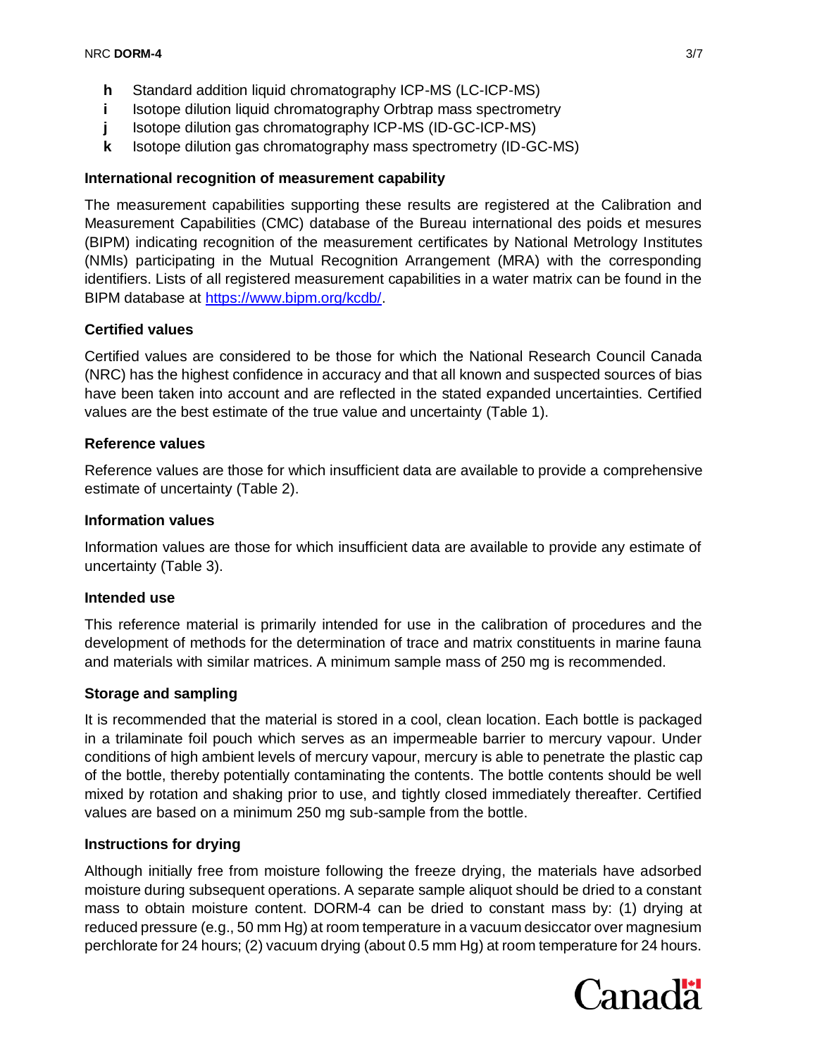**h** Standard addition liquid chromatography ICP-MS (LC-ICP-MS)
**i** Isotope dilution liquid chromatography Orbtrap mass spectrometry
**j** Isotope dilution gas chromatography ICP-MS (ID-GC-ICP-MS)
**k** Isotope dilution gas chromatography mass spectrometry (ID-GC-MS)

### International recognition of measurement capability

The measurement capabilities supporting these results are registered at the Calibration and Measurement Capabilities (CMC) database of the Bureau international des poids et mesures (BIPM) indicating recognition of the measurement certificates by National Metrology Institutes (NMIs) participating in the Mutual Recognition Arrangement (MRA) with the corresponding identifiers. Lists of all registered measurement capabilities in a water matrix can be found in the BIPM database at [https://www.bipm.org/kcdb/](https://www.bipm.org/kcdb/).

### Certified values

Certified values are considered to be those for which the National Research Council Canada (NRC) has the highest confidence in accuracy and that all known and suspected sources of bias have been taken into account and are reflected in the stated expanded uncertainties. Certified values are the best estimate of the true value and uncertainty (Table 1).

### Reference values

Reference values are those for which insufficient data are available to provide a comprehensive estimate of uncertainty (Table 2).

### Information values

Information values are those for which insufficient data are available to provide any estimate of uncertainty (Table 3).

### Intended use

This reference material is primarily intended for use in the calibration of procedures and the development of methods for the determination of trace and matrix constituents in marine fauna and materials with similar matrices. A minimum sample mass of 250 mg is recommended.

### Storage and sampling

It is recommended that the material is stored in a cool, clean location. Each bottle is packaged in a trilaminate foil pouch which serves as an impermeable barrier to mercury vapour. Under conditions of high ambient levels of mercury vapour, mercury is able to penetrate the plastic cap of the bottle, thereby potentially contaminating the contents. The bottle contents should be well mixed by rotation and shaking prior to use, and tightly closed immediately thereafter. Certified values are based on a minimum 250 mg sub-sample from the bottle.

### Instructions for drying

Although initially free from moisture following the freeze drying, the materials have adsorbed moisture during subsequent operations. A separate sample aliquot should be dried to a constant mass to obtain moisture content. DORM-4 can be dried to constant mass by: (1) drying at reduced pressure (e.g., 50 mm Hg) at room temperature in a vacuum desiccator over magnesium perchlorate for 24 hours; (2) vacuum drying (about 0.5 mm Hg) at room temperature for 24 hours.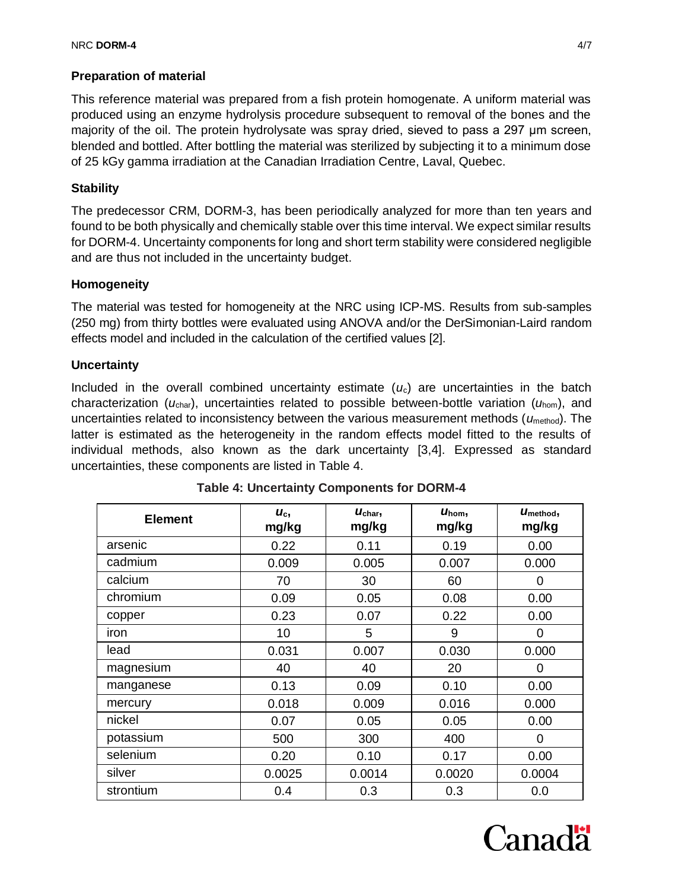## Preparation of material

This reference material was prepared from a fish protein homogenate. A uniform material was produced using an enzyme hydrolysis procedure subsequent to removal of the bones and the majority of the oil. The protein hydrolysate was spray dried, sieved to pass a 297 µm screen, blended and bottled. After bottling the material was sterilized by subjecting it to a minimum dose of 25 kGy gamma irradiation at the Canadian Irradiation Centre, Laval, Quebec.

## Stability

The predecessor CRM, DORM-3, has been periodically analyzed for more than ten years and found to be both physically and chemically stable over this time interval. We expect similar results for DORM-4. Uncertainty components for long and short term stability were considered negligible and are thus not included in the uncertainty budget.

## Homogeneity

The material was tested for homogeneity at the NRC using ICP-MS. Results from sub-samples (250 mg) from thirty bottles were evaluated using ANOVA and/or the DerSimonian-Laird random effects model and included in the calculation of the certified values [2].

## Uncertainty

Included in the overall combined uncertainty estimate ($u_c$) are uncertainties in the batch characterization ($u_{char}$), uncertainties related to possible between-bottle variation ($u_{hom}$), and uncertainties related to inconsistency between the various measurement methods ($u_{method}$). The latter is estimated as the heterogeneity in the random effects model fitted to the results of individual methods, also known as the dark uncertainty [3,4]. Expressed as standard uncertainties, these components are listed in Table 4.

**Table 4: Uncertainty Components for DORM-4**

| Element | $u_c$, mg/kg | $u_{char}$, mg/kg | $u_{hom}$, mg/kg | $u_{method}$, mg/kg |
|---|---|---|---|---|
| arsenic | 0.22 | 0.11 | 0.19 | 0.00 |
| cadmium | 0.009 | 0.005 | 0.007 | 0.000 |
| calcium | 70 | 30 | 60 | 0 |
| chromium | 0.09 | 0.05 | 0.08 | 0.00 |
| copper | 0.23 | 0.07 | 0.22 | 0.00 |
| iron | 10 | 5 | 9 | 0 |
| lead | 0.031 | 0.007 | 0.030 | 0.000 |
| magnesium | 40 | 40 | 20 | 0 |
| manganese | 0.13 | 0.09 | 0.10 | 0.00 |
| mercury | 0.018 | 0.009 | 0.016 | 0.000 |
| nickel | 0.07 | 0.05 | 0.05 | 0.00 |
| potassium | 500 | 300 | 400 | 0 |
| selenium | 0.20 | 0.10 | 0.17 | 0.00 |
| silver | 0.0025 | 0.0014 | 0.0020 | 0.0004 |
| strontium | 0.4 | 0.3 | 0.3 | 0.0 |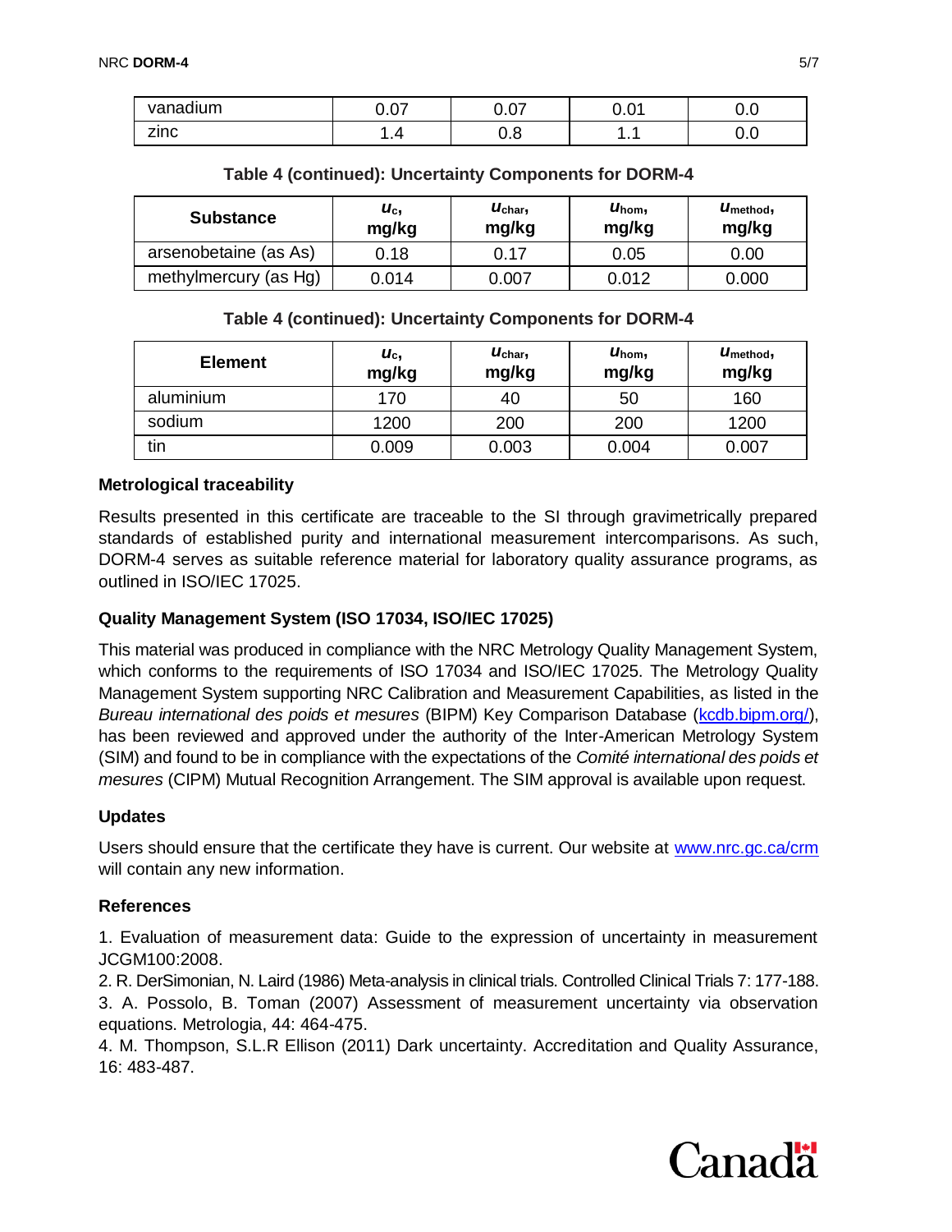| | | | | |
|---|---|---|---|---|
| vanadium | 0.07 | 0.07 | 0.01 | 0.0 |
| zinc | 1.4 | 0.8 | 1.1 | 0.0 |

**Table 4 (continued): Uncertainty Components for DORM-4**

| Substance | $u_c$, mg/kg | $u_{char}$, mg/kg | $u_{hom}$, mg/kg | $u_{method}$, mg/kg |
|---|---|---|---|---|
| arsenobetaine (as As) | 0.18 | 0.17 | 0.05 | 0.00 |
| methylmercury (as Hg) | 0.014 | 0.007 | 0.012 | 0.000 |

**Table 4 (continued): Uncertainty Components for DORM-4**

| Element | $u_c$, mg/kg | $u_{char}$, mg/kg | $u_{hom}$, mg/kg | $u_{method}$, mg/kg |
|---|---|---|---|---|
| aluminium | 170 | 40 | 50 | 160 |
| sodium | 1200 | 200 | 200 | 1200 |
| tin | 0.009 | 0.003 | 0.004 | 0.007 |

## Metrological traceability

Results presented in this certificate are traceable to the SI through gravimetrically prepared standards of established purity and international measurement intercomparisons. As such, DORM-4 serves as suitable reference material for laboratory quality assurance programs, as outlined in ISO/IEC 17025.

## Quality Management System (ISO 17034, ISO/IEC 17025)

This material was produced in compliance with the NRC Metrology Quality Management System, which conforms to the requirements of ISO 17034 and ISO/IEC 17025. The Metrology Quality Management System supporting NRC Calibration and Measurement Capabilities, as listed in the *Bureau international des poids et mesures* (BIPM) Key Comparison Database (kcdb.bipm.org/), has been reviewed and approved under the authority of the Inter-American Metrology System (SIM) and found to be in compliance with the expectations of the *Comité international des poids et mesures* (CIPM) Mutual Recognition Arrangement. The SIM approval is available upon request.

## Updates

Users should ensure that the certificate they have is current. Our website at www.nrc.gc.ca/crm will contain any new information.

## References

1. Evaluation of measurement data: Guide to the expression of uncertainty in measurement JCGM100:2008.
2. R. DerSimonian, N. Laird (1986) Meta-analysis in clinical trials. Controlled Clinical Trials 7: 177-188.
3. A. Possolo, B. Toman (2007) Assessment of measurement uncertainty via observation equations. Metrologia, 44: 464-475.
4. M. Thompson, S.L.R Ellison (2011) Dark uncertainty. Accreditation and Quality Assurance, 16: 483-487.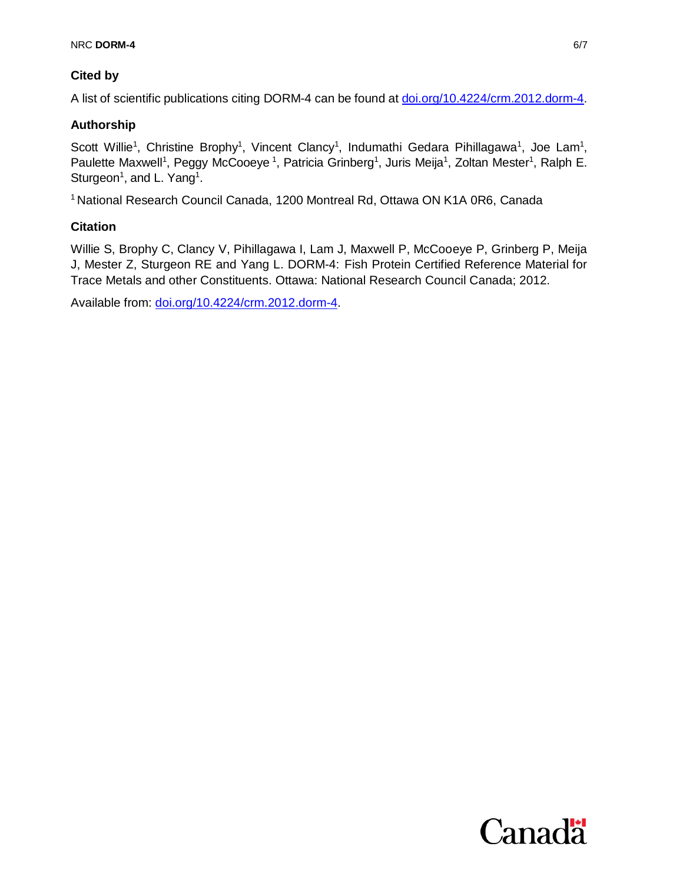## Cited by

A list of scientific publications citing DORM-4 can be found at doi.org/10.4224/crm.2012.dorm-4.

## Authorship

Scott Willie[1], Christine Brophy[1], Vincent Clancy[1], Indumathi Gedara Pihillagawa[1], Joe Lam[1], Paulette Maxwell[1], Peggy McCooeye [1], Patricia Grinberg[1], Juris Meija[1], Zoltan Mester[1], Ralph E. Sturgeon[1], and L. Yang[1].

[1] National Research Council Canada, 1200 Montreal Rd, Ottawa ON K1A 0R6, Canada

## Citation

Willie S, Brophy C, Clancy V, Pihillagawa I, Lam J, Maxwell P, McCooeye P, Grinberg P, Meija J, Mester Z, Sturgeon RE and Yang L. DORM-4: Fish Protein Certified Reference Material for Trace Metals and other Constituents. Ottawa: National Research Council Canada; 2012.

Available from: doi.org/10.4224/crm.2012.dorm-4.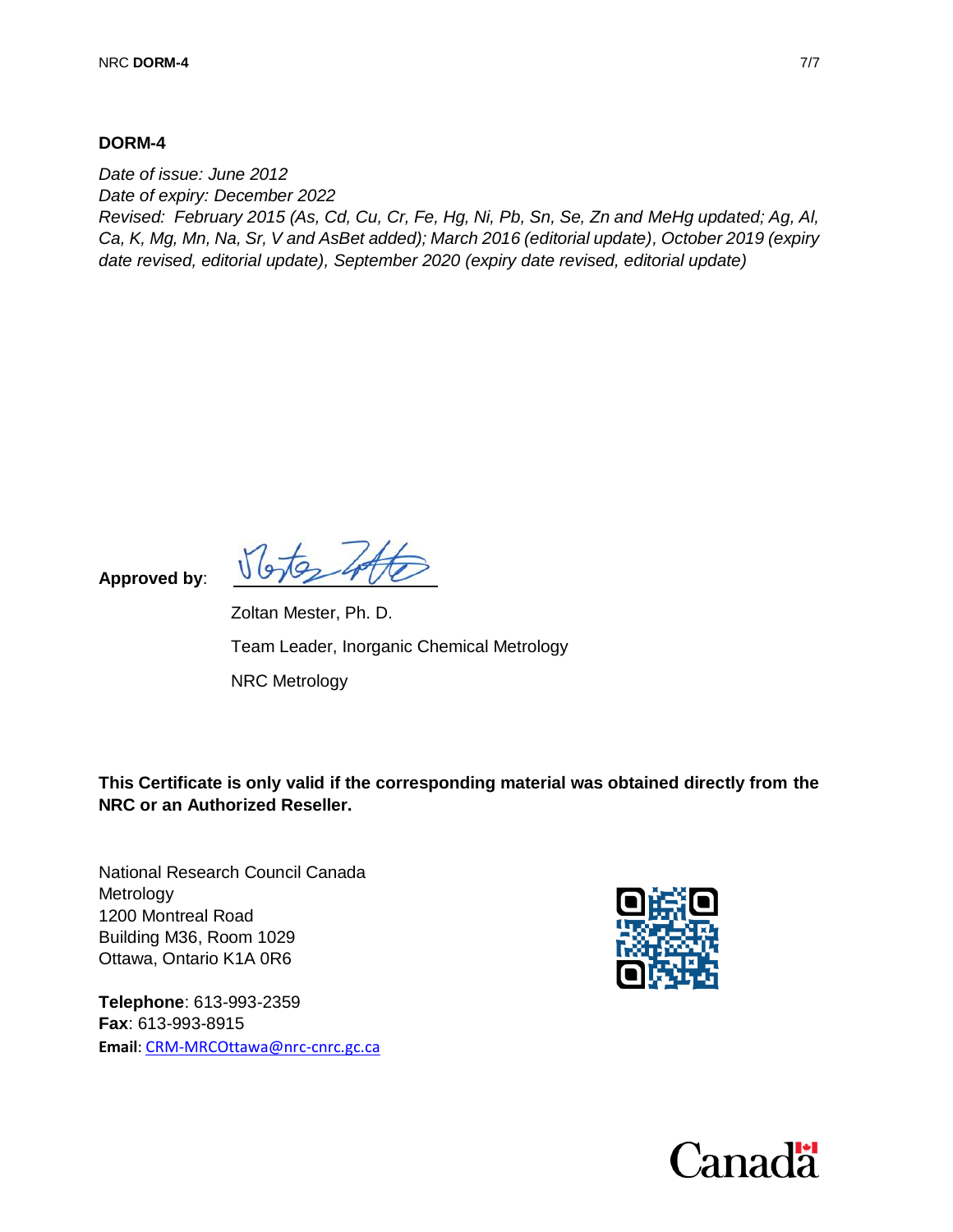**DORM-4**

*Date of issue: June 2012*
*Date of expiry: December 2022*
*Revised: February 2015 (As, Cd, Cu, Cr, Fe, Hg, Ni, Pb, Sn, Se, Zn and MeHg updated; Ag, Al, Ca, K, Mg, Mn, Na, Sr, V and AsBet added); March 2016 (editorial update), October 2019 (expiry date revised, editorial update), September 2020 (expiry date revised, editorial update)*

**Approved by**:

Zoltan Mester, Ph. D.

Team Leader, Inorganic Chemical Metrology

NRC Metrology

**This Certificate is only valid if the corresponding material was obtained directly from the NRC or an Authorized Reseller.**

National Research Council Canada
Metrology
1200 Montreal Road
Building M36, Room 1029
Ottawa, Ontario K1A 0R6

**Telephone**: 613-993-2359
**Fax**: 613-993-8915
**Email**: CRM-MRCOttawa@nrc-cnrc.gc.ca

Canada